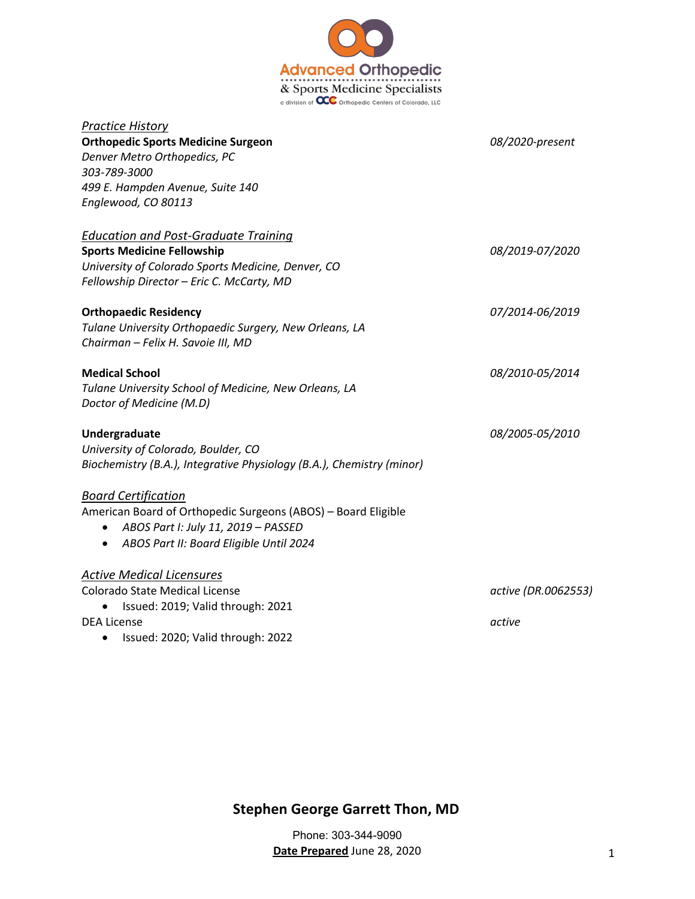Advanced Orthopedic
& Sports Medicine Specialists
a division of OCC Orthopedic Centers of Colorado, LLC

*Practice History*

**Orthopedic Sports Medicine Surgeon** — *08/2020-present*
*Denver Metro Orthopedics, PC*
*303-789-3000*
*499 E. Hampden Avenue, Suite 140*
*Englewood, CO 80113*

*Education and Post-Graduate Training*

**Sports Medicine Fellowship** — *08/2019-07/2020*
*University of Colorado Sports Medicine, Denver, CO*
*Fellowship Director – Eric C. McCarty, MD*

**Orthopaedic Residency** — *07/2014-06/2019*
*Tulane University Orthopaedic Surgery, New Orleans, LA*
*Chairman – Felix H. Savoie III, MD*

**Medical School** — *08/2010-05/2014*
*Tulane University School of Medicine, New Orleans, LA*
*Doctor of Medicine (M.D)*

**Undergraduate** — *08/2005-05/2010*
*University of Colorado, Boulder, CO*
*Biochemistry (B.A.), Integrative Physiology (B.A.), Chemistry (minor)*

*Board Certification*

American Board of Orthopedic Surgeons (ABOS) – Board Eligible

- *ABOS Part I: July 11, 2019 – PASSED*
- *ABOS Part II: Board Eligible Until 2024*

*Active Medical Licensures*

Colorado State Medical License — *active (DR.0062553)*

- Issued: 2019; Valid through: 2021

DEA License — *active*

- Issued: 2020; Valid through: 2022

**Stephen George Garrett Thon, MD**

Phone: 303-344-9090
**Date Prepared** June 28, 2020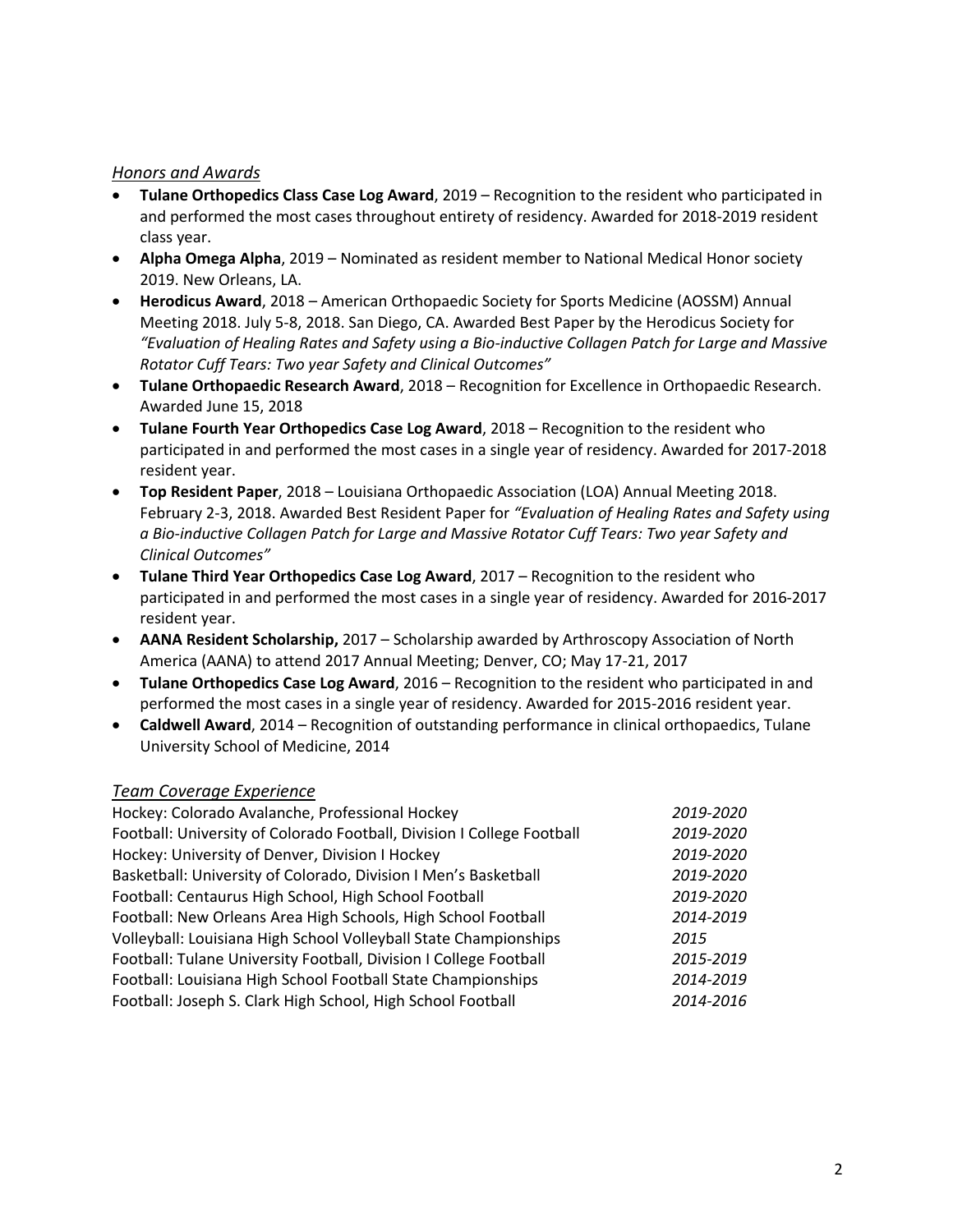### *Honors and Awards*

- **Tulane Orthopedics Class Case Log Award**, 2019 – Recognition to the resident who participated in and performed the most cases throughout entirety of residency. Awarded for 2018-2019 resident class year.
- **Alpha Omega Alpha**, 2019 – Nominated as resident member to National Medical Honor society 2019. New Orleans, LA.
- **Herodicus Award**, 2018 – American Orthopaedic Society for Sports Medicine (AOSSM) Annual Meeting 2018. July 5-8, 2018. San Diego, CA. Awarded Best Paper by the Herodicus Society for *"Evaluation of Healing Rates and Safety using a Bio-inductive Collagen Patch for Large and Massive Rotator Cuff Tears: Two year Safety and Clinical Outcomes"*
- **Tulane Orthopaedic Research Award**, 2018 – Recognition for Excellence in Orthopaedic Research. Awarded June 15, 2018
- **Tulane Fourth Year Orthopedics Case Log Award**, 2018 – Recognition to the resident who participated in and performed the most cases in a single year of residency. Awarded for 2017-2018 resident year.
- **Top Resident Paper**, 2018 – Louisiana Orthopaedic Association (LOA) Annual Meeting 2018. February 2-3, 2018. Awarded Best Resident Paper for *"Evaluation of Healing Rates and Safety using a Bio-inductive Collagen Patch for Large and Massive Rotator Cuff Tears: Two year Safety and Clinical Outcomes"*
- **Tulane Third Year Orthopedics Case Log Award**, 2017 – Recognition to the resident who participated in and performed the most cases in a single year of residency. Awarded for 2016-2017 resident year.
- **AANA Resident Scholarship,** 2017 – Scholarship awarded by Arthroscopy Association of North America (AANA) to attend 2017 Annual Meeting; Denver, CO; May 17-21, 2017
- **Tulane Orthopedics Case Log Award**, 2016 – Recognition to the resident who participated in and performed the most cases in a single year of residency. Awarded for 2015-2016 resident year.
- **Caldwell Award**, 2014 – Recognition of outstanding performance in clinical orthopaedics, Tulane University School of Medicine, 2014

### *Team Coverage Experience*

| | |
|---|---|
| Hockey: Colorado Avalanche, Professional Hockey | *2019-2020* |
| Football: University of Colorado Football, Division I College Football | *2019-2020* |
| Hockey: University of Denver, Division I Hockey | *2019-2020* |
| Basketball: University of Colorado, Division I Men's Basketball | *2019-2020* |
| Football: Centaurus High School, High School Football | *2019-2020* |
| Football: New Orleans Area High Schools, High School Football | *2014-2019* |
| Volleyball: Louisiana High School Volleyball State Championships | *2015* |
| Football: Tulane University Football, Division I College Football | *2015-2019* |
| Football: Louisiana High School Football State Championships | *2014-2019* |
| Football: Joseph S. Clark High School, High School Football | *2014-2016* |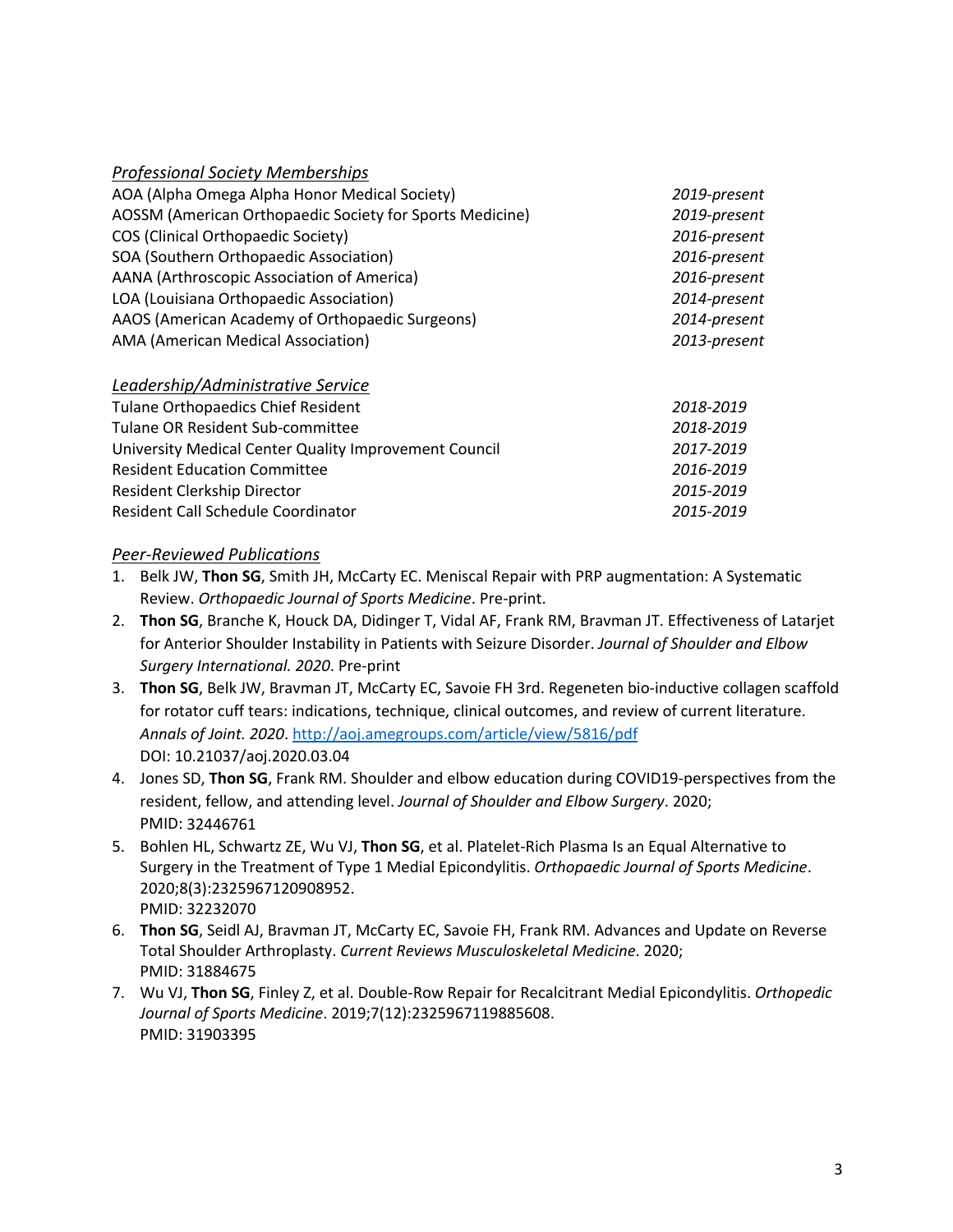### *Professional Society Memberships*

| | |
|---|---|
| AOA (Alpha Omega Alpha Honor Medical Society) | *2019-present* |
| AOSSM (American Orthopaedic Society for Sports Medicine) | *2019-present* |
| COS (Clinical Orthopaedic Society) | *2016-present* |
| SOA (Southern Orthopaedic Association) | *2016-present* |
| AANA (Arthroscopic Association of America) | *2016-present* |
| LOA (Louisiana Orthopaedic Association) | *2014-present* |
| AAOS (American Academy of Orthopaedic Surgeons) | *2014-present* |
| AMA (American Medical Association) | *2013-present* |

### *Leadership/Administrative Service*

| | |
|---|---|
| Tulane Orthopaedics Chief Resident | *2018-2019* |
| Tulane OR Resident Sub-committee | *2018-2019* |
| University Medical Center Quality Improvement Council | *2017-2019* |
| Resident Education Committee | *2016-2019* |
| Resident Clerkship Director | *2015-2019* |
| Resident Call Schedule Coordinator | *2015-2019* |

### *Peer-Reviewed Publications*

1. Belk JW, **Thon SG**, Smith JH, McCarty EC. Meniscal Repair with PRP augmentation: A Systematic Review. *Orthopaedic Journal of Sports Medicine*. Pre-print.
2. **Thon SG**, Branche K, Houck DA, Didinger T, Vidal AF, Frank RM, Bravman JT. Effectiveness of Latarjet for Anterior Shoulder Instability in Patients with Seizure Disorder. *Journal of Shoulder and Elbow Surgery International. 2020*. Pre-print
3. **Thon SG**, Belk JW, Bravman JT, McCarty EC, Savoie FH 3rd. Regeneten bio-inductive collagen scaffold for rotator cuff tears: indications, technique, clinical outcomes, and review of current literature. *Annals of Joint. 2020*. http://aoj.amegroups.com/article/view/5816/pdf
   DOI: 10.21037/aoj.2020.03.04
4. Jones SD, **Thon SG**, Frank RM. Shoulder and elbow education during COVID19-perspectives from the resident, fellow, and attending level. *Journal of Shoulder and Elbow Surgery*. 2020;
   PMID: 32446761
5. Bohlen HL, Schwartz ZE, Wu VJ, **Thon SG**, et al. Platelet-Rich Plasma Is an Equal Alternative to Surgery in the Treatment of Type 1 Medial Epicondylitis. *Orthopaedic Journal of Sports Medicine*. 2020;8(3):2325967120908952.
   PMID: 32232070
6. **Thon SG**, Seidl AJ, Bravman JT, McCarty EC, Savoie FH, Frank RM. Advances and Update on Reverse Total Shoulder Arthroplasty. *Current Reviews Musculoskeletal Medicine*. 2020;
   PMID: 31884675
7. Wu VJ, **Thon SG**, Finley Z, et al. Double-Row Repair for Recalcitrant Medial Epicondylitis. *Orthopedic Journal of Sports Medicine*. 2019;7(12):2325967119885608.
   PMID: 31903395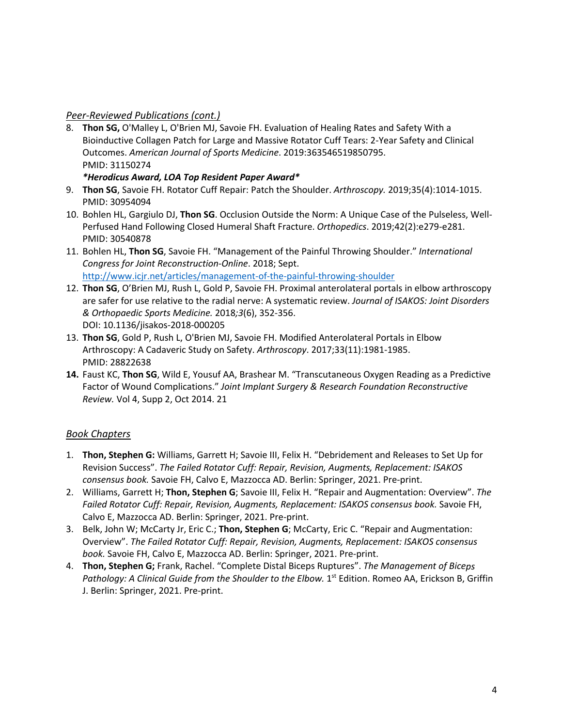*Peer-Reviewed Publications (cont.)*

8. **Thon SG,** O'Malley L, O'Brien MJ, Savoie FH. Evaluation of Healing Rates and Safety With a Bioinductive Collagen Patch for Large and Massive Rotator Cuff Tears: 2-Year Safety and Clinical Outcomes. *American Journal of Sports Medicine*. 2019:363546519850795. PMID: 31150274
   ***Herodicus Award, LOA Top Resident Paper Award***
9. **Thon SG**, Savoie FH. Rotator Cuff Repair: Patch the Shoulder. *Arthroscopy.* 2019;35(4):1014-1015. PMID: 30954094
10. Bohlen HL, Gargiulo DJ, **Thon SG**. Occlusion Outside the Norm: A Unique Case of the Pulseless, Well-Perfused Hand Following Closed Humeral Shaft Fracture. *Orthopedics*. 2019;42(2):e279-e281. PMID: 30540878
11. Bohlen HL, **Thon SG**, Savoie FH. "Management of the Painful Throwing Shoulder." *International Congress for Joint Reconstruction-Online*. 2018; Sept. http://www.icjr.net/articles/management-of-the-painful-throwing-shoulder
12. **Thon SG**, O'Brien MJ, Rush L, Gold P, Savoie FH. Proximal anterolateral portals in elbow arthroscopy are safer for use relative to the radial nerve: A systematic review. *Journal of ISAKOS: Joint Disorders & Orthopaedic Sports Medicine.* 2018*;3*(6), 352-356. DOI: 10.1136/jisakos-2018-000205
13. **Thon SG**, Gold P, Rush L, O'Brien MJ, Savoie FH. Modified Anterolateral Portals in Elbow Arthroscopy: A Cadaveric Study on Safety. *Arthroscopy*. 2017;33(11):1981-1985. PMID: 28822638
14. Faust KC, **Thon SG**, Wild E, Yousuf AA, Brashear M. "Transcutaneous Oxygen Reading as a Predictive Factor of Wound Complications." *Joint Implant Surgery & Research Foundation Reconstructive Review.* Vol 4, Supp 2, Oct 2014. 21

*Book Chapters*

1. **Thon, Stephen G:** Williams, Garrett H; Savoie III, Felix H. "Debridement and Releases to Set Up for Revision Success". *The Failed Rotator Cuff: Repair, Revision, Augments, Replacement: ISAKOS consensus book.* Savoie FH, Calvo E, Mazzocca AD. Berlin: Springer, 2021. Pre-print.
2. Williams, Garrett H; **Thon, Stephen G**; Savoie III, Felix H. "Repair and Augmentation: Overview". *The Failed Rotator Cuff: Repair, Revision, Augments, Replacement: ISAKOS consensus book.* Savoie FH, Calvo E, Mazzocca AD. Berlin: Springer, 2021. Pre-print.
3. Belk, John W; McCarty Jr, Eric C.; **Thon, Stephen G**; McCarty, Eric C. "Repair and Augmentation: Overview". *The Failed Rotator Cuff: Repair, Revision, Augments, Replacement: ISAKOS consensus book.* Savoie FH, Calvo E, Mazzocca AD. Berlin: Springer, 2021. Pre-print.
4. **Thon, Stephen G;** Frank, Rachel. "Complete Distal Biceps Ruptures". *The Management of Biceps Pathology: A Clinical Guide from the Shoulder to the Elbow.* 1st Edition. Romeo AA, Erickson B, Griffin J. Berlin: Springer, 2021. Pre-print.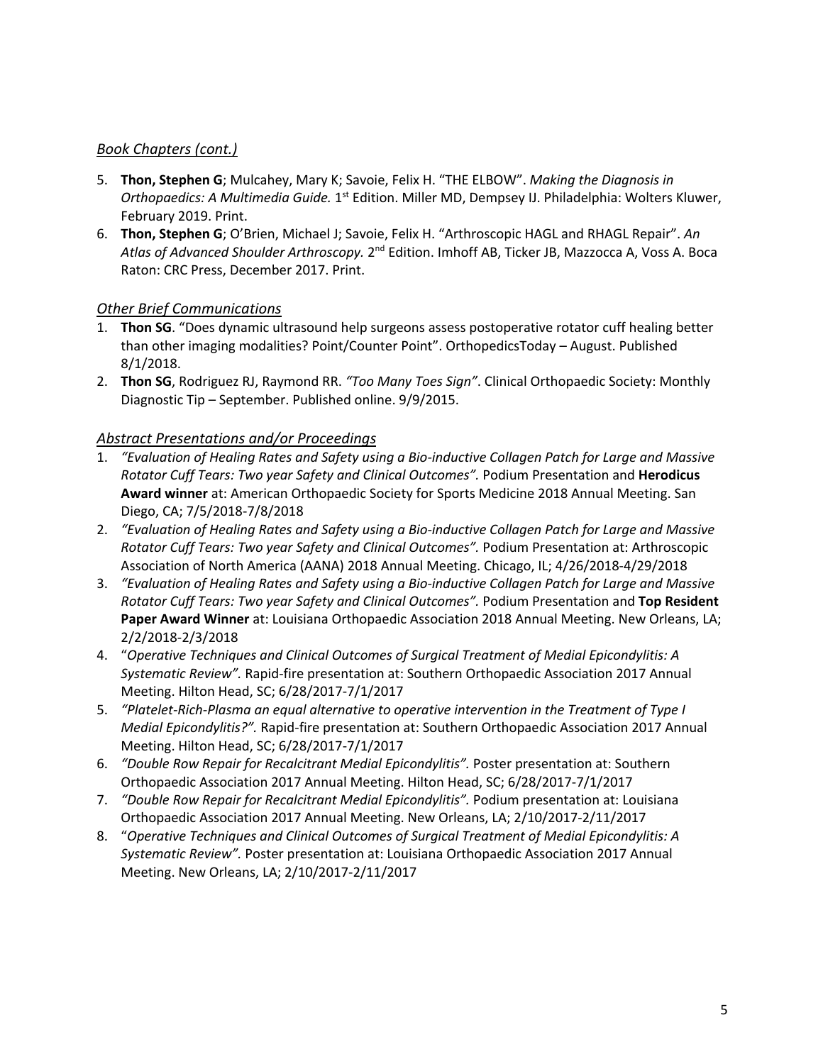## *Book Chapters (cont.)*

5. **Thon, Stephen G**; Mulcahey, Mary K; Savoie, Felix H. "THE ELBOW". *Making the Diagnosis in Orthopaedics: A Multimedia Guide.* 1st Edition. Miller MD, Dempsey IJ. Philadelphia: Wolters Kluwer, February 2019. Print.
6. **Thon, Stephen G**; O'Brien, Michael J; Savoie, Felix H. "Arthroscopic HAGL and RHAGL Repair". *An Atlas of Advanced Shoulder Arthroscopy.* 2nd Edition. Imhoff AB, Ticker JB, Mazzocca A, Voss A. Boca Raton: CRC Press, December 2017. Print.

## *Other Brief Communications*

1. **Thon SG**. "Does dynamic ultrasound help surgeons assess postoperative rotator cuff healing better than other imaging modalities? Point/Counter Point". OrthopedicsToday – August. Published 8/1/2018.
2. **Thon SG**, Rodriguez RJ, Raymond RR. *"Too Many Toes Sign"*. Clinical Orthopaedic Society: Monthly Diagnostic Tip – September. Published online. 9/9/2015.

## *Abstract Presentations and/or Proceedings*

1. *"Evaluation of Healing Rates and Safety using a Bio-inductive Collagen Patch for Large and Massive Rotator Cuff Tears: Two year Safety and Clinical Outcomes".* Podium Presentation and **Herodicus Award winner** at: American Orthopaedic Society for Sports Medicine 2018 Annual Meeting. San Diego, CA; 7/5/2018-7/8/2018
2. *"Evaluation of Healing Rates and Safety using a Bio-inductive Collagen Patch for Large and Massive Rotator Cuff Tears: Two year Safety and Clinical Outcomes".* Podium Presentation at: Arthroscopic Association of North America (AANA) 2018 Annual Meeting. Chicago, IL; 4/26/2018-4/29/2018
3. *"Evaluation of Healing Rates and Safety using a Bio-inductive Collagen Patch for Large and Massive Rotator Cuff Tears: Two year Safety and Clinical Outcomes".* Podium Presentation and **Top Resident Paper Award Winner** at: Louisiana Orthopaedic Association 2018 Annual Meeting. New Orleans, LA; 2/2/2018-2/3/2018
4. "*Operative Techniques and Clinical Outcomes of Surgical Treatment of Medial Epicondylitis: A Systematic Review".* Rapid-fire presentation at: Southern Orthopaedic Association 2017 Annual Meeting. Hilton Head, SC; 6/28/2017-7/1/2017
5. *"Platelet-Rich-Plasma an equal alternative to operative intervention in the Treatment of Type I Medial Epicondylitis?".* Rapid-fire presentation at: Southern Orthopaedic Association 2017 Annual Meeting. Hilton Head, SC; 6/28/2017-7/1/2017
6. *"Double Row Repair for Recalcitrant Medial Epicondylitis".* Poster presentation at: Southern Orthopaedic Association 2017 Annual Meeting. Hilton Head, SC; 6/28/2017-7/1/2017
7. *"Double Row Repair for Recalcitrant Medial Epicondylitis".* Podium presentation at: Louisiana Orthopaedic Association 2017 Annual Meeting. New Orleans, LA; 2/10/2017-2/11/2017
8. "*Operative Techniques and Clinical Outcomes of Surgical Treatment of Medial Epicondylitis: A Systematic Review".* Poster presentation at: Louisiana Orthopaedic Association 2017 Annual Meeting. New Orleans, LA; 2/10/2017-2/11/2017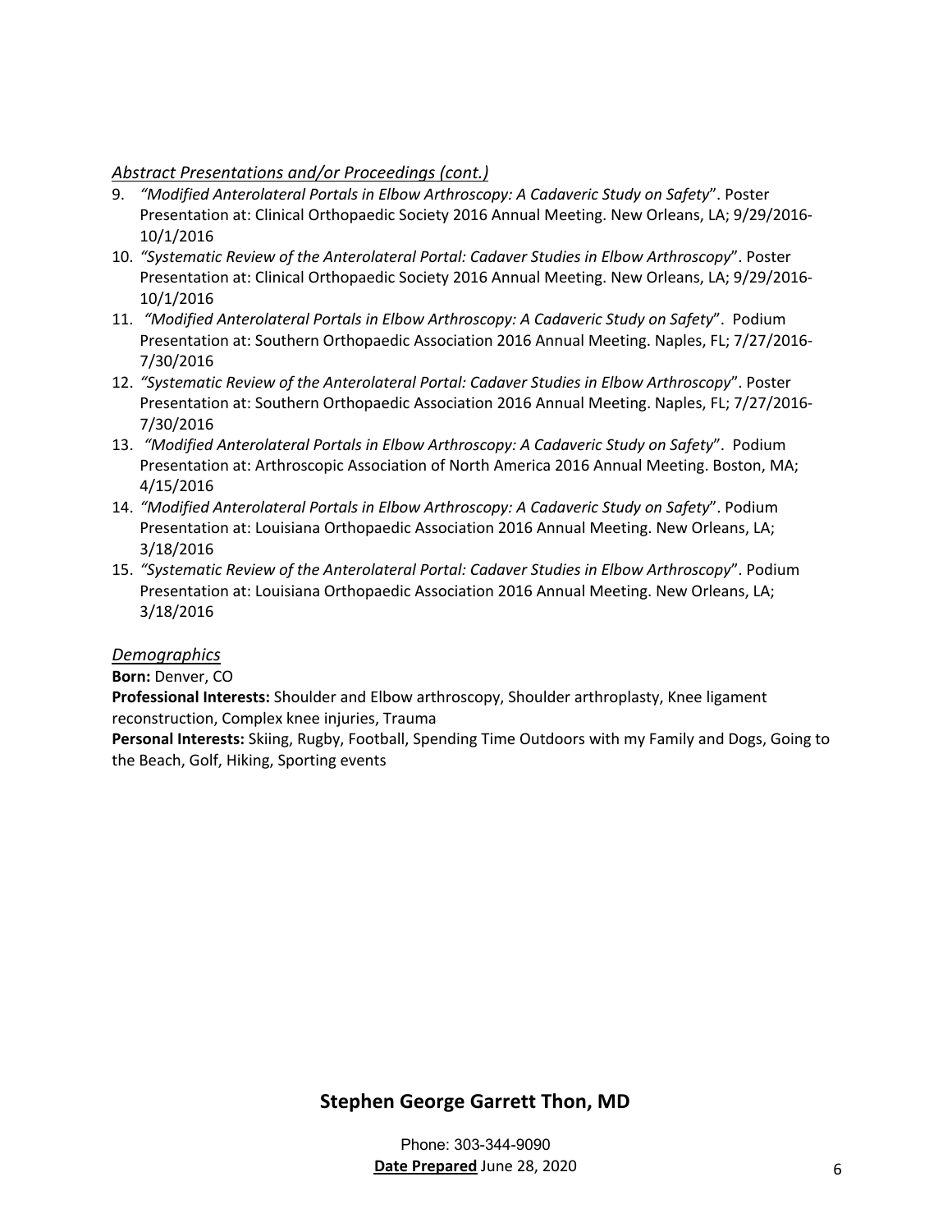*Abstract Presentations and/or Proceedings (cont.)*

9. *"Modified Anterolateral Portals in Elbow Arthroscopy: A Cadaveric Study on Safety*". Poster Presentation at: Clinical Orthopaedic Society 2016 Annual Meeting. New Orleans, LA; 9/29/2016-10/1/2016
10. *"Systematic Review of the Anterolateral Portal: Cadaver Studies in Elbow Arthroscopy*". Poster Presentation at: Clinical Orthopaedic Society 2016 Annual Meeting. New Orleans, LA; 9/29/2016-10/1/2016
11. *"Modified Anterolateral Portals in Elbow Arthroscopy: A Cadaveric Study on Safety*". Podium Presentation at: Southern Orthopaedic Association 2016 Annual Meeting. Naples, FL; 7/27/2016-7/30/2016
12. *"Systematic Review of the Anterolateral Portal: Cadaver Studies in Elbow Arthroscopy*". Poster Presentation at: Southern Orthopaedic Association 2016 Annual Meeting. Naples, FL; 7/27/2016-7/30/2016
13. *"Modified Anterolateral Portals in Elbow Arthroscopy: A Cadaveric Study on Safety*". Podium Presentation at: Arthroscopic Association of North America 2016 Annual Meeting. Boston, MA; 4/15/2016
14. *"Modified Anterolateral Portals in Elbow Arthroscopy: A Cadaveric Study on Safety*". Podium Presentation at: Louisiana Orthopaedic Association 2016 Annual Meeting. New Orleans, LA; 3/18/2016
15. *"Systematic Review of the Anterolateral Portal: Cadaver Studies in Elbow Arthroscopy*". Podium Presentation at: Louisiana Orthopaedic Association 2016 Annual Meeting. New Orleans, LA; 3/18/2016

*Demographics*

**Born:** Denver, CO

**Professional Interests:** Shoulder and Elbow arthroscopy, Shoulder arthroplasty, Knee ligament reconstruction, Complex knee injuries, Trauma

**Personal Interests:** Skiing, Rugby, Football, Spending Time Outdoors with my Family and Dogs, Going to the Beach, Golf, Hiking, Sporting events